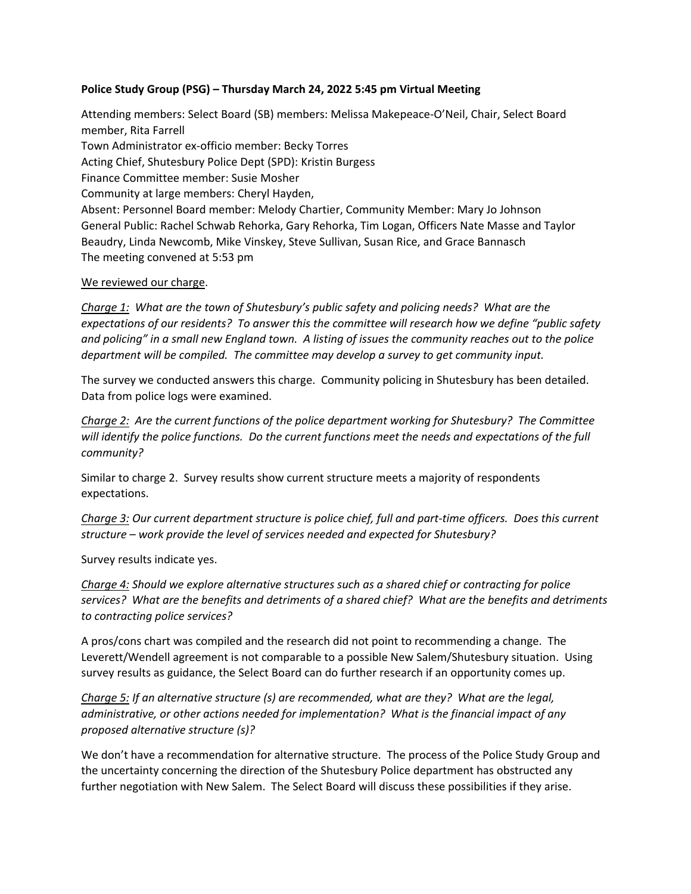**Police Study Group (PSG) – Thursday March 24, 2022 5:45 pm Virtual Meeting**

Attending members: Select Board (SB) members: Melissa Makepeace-O'Neil, Chair, Select Board member, Rita Farrell
Town Administrator ex-officio member: Becky Torres
Acting Chief, Shutesbury Police Dept (SPD): Kristin Burgess
Finance Committee member: Susie Mosher
Community at large members: Cheryl Hayden,
Absent: Personnel Board member: Melody Chartier, Community Member: Mary Jo Johnson
General Public: Rachel Schwab Rehorka, Gary Rehorka, Tim Logan, Officers Nate Masse and Taylor Beaudry, Linda Newcomb, Mike Vinskey, Steve Sullivan, Susan Rice, and Grace Bannasch
The meeting convened at 5:53 pm

<u>We reviewed our charge</u>.

*<u>Charge 1:</u> What are the town of Shutesbury's public safety and policing needs? What are the expectations of our residents? To answer this the committee will research how we define "public safety and policing" in a small new England town. A listing of issues the community reaches out to the police department will be compiled. The committee may develop a survey to get community input.*

The survey we conducted answers this charge. Community policing in Shutesbury has been detailed. Data from police logs were examined.

*<u>Charge 2:</u> Are the current functions of the police department working for Shutesbury? The Committee will identify the police functions. Do the current functions meet the needs and expectations of the full community?*

Similar to charge 2. Survey results show current structure meets a majority of respondents expectations.

*<u>Charge 3:</u> Our current department structure is police chief, full and part-time officers. Does this current structure – work provide the level of services needed and expected for Shutesbury?*

Survey results indicate yes.

*<u>Charge 4:</u> Should we explore alternative structures such as a shared chief or contracting for police services? What are the benefits and detriments of a shared chief? What are the benefits and detriments to contracting police services?*

A pros/cons chart was compiled and the research did not point to recommending a change. The Leverett/Wendell agreement is not comparable to a possible New Salem/Shutesbury situation. Using survey results as guidance, the Select Board can do further research if an opportunity comes up.

*<u>Charge 5:</u> If an alternative structure (s) are recommended, what are they? What are the legal, administrative, or other actions needed for implementation? What is the financial impact of any proposed alternative structure (s)?*

We don't have a recommendation for alternative structure. The process of the Police Study Group and the uncertainty concerning the direction of the Shutesbury Police department has obstructed any further negotiation with New Salem. The Select Board will discuss these possibilities if they arise.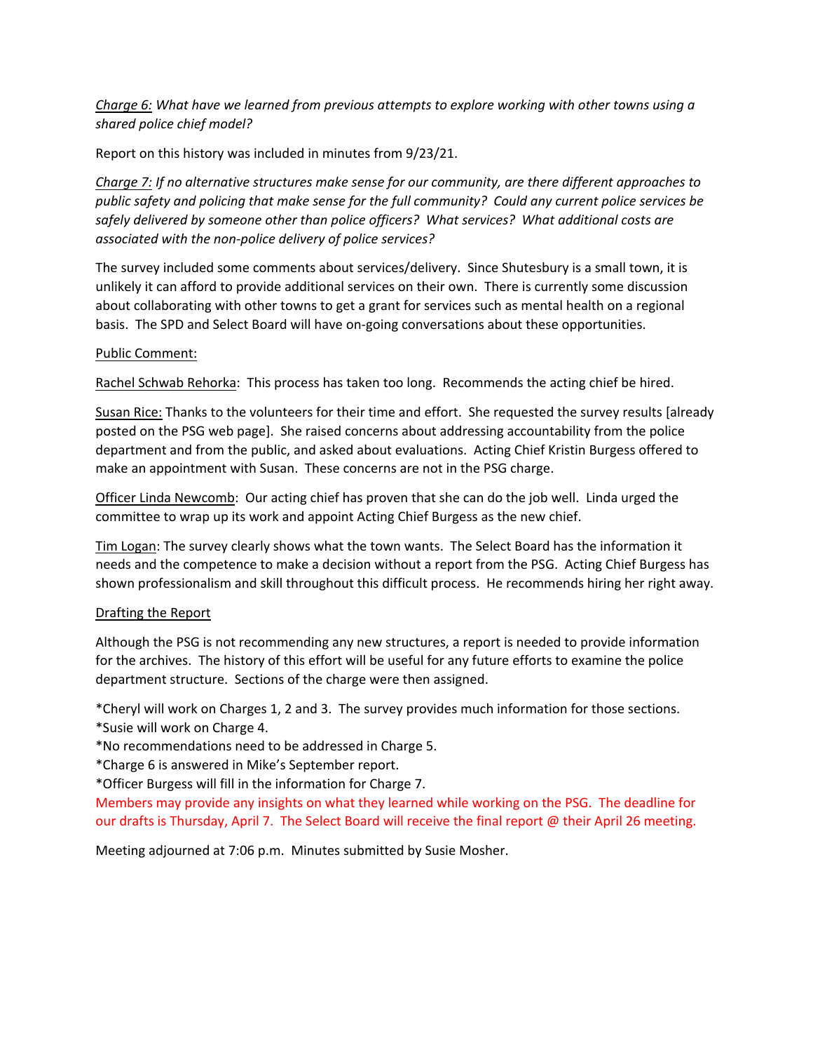*Charge 6: What have we learned from previous attempts to explore working with other towns using a shared police chief model?*

Report on this history was included in minutes from 9/23/21.

*Charge 7: If no alternative structures make sense for our community, are there different approaches to public safety and policing that make sense for the full community? Could any current police services be safely delivered by someone other than police officers? What services? What additional costs are associated with the non-police delivery of police services?*

The survey included some comments about services/delivery. Since Shutesbury is a small town, it is unlikely it can afford to provide additional services on their own. There is currently some discussion about collaborating with other towns to get a grant for services such as mental health on a regional basis. The SPD and Select Board will have on-going conversations about these opportunities.

Public Comment:

Rachel Schwab Rehorka: This process has taken too long. Recommends the acting chief be hired.

Susan Rice: Thanks to the volunteers for their time and effort. She requested the survey results [already posted on the PSG web page]. She raised concerns about addressing accountability from the police department and from the public, and asked about evaluations. Acting Chief Kristin Burgess offered to make an appointment with Susan. These concerns are not in the PSG charge.

Officer Linda Newcomb: Our acting chief has proven that she can do the job well. Linda urged the committee to wrap up its work and appoint Acting Chief Burgess as the new chief.

Tim Logan: The survey clearly shows what the town wants. The Select Board has the information it needs and the competence to make a decision without a report from the PSG. Acting Chief Burgess has shown professionalism and skill throughout this difficult process. He recommends hiring her right away.

Drafting the Report

Although the PSG is not recommending any new structures, a report is needed to provide information for the archives. The history of this effort will be useful for any future efforts to examine the police department structure. Sections of the charge were then assigned.

*Cheryl will work on Charges 1, 2 and 3. The survey provides much information for those sections.
*Susie will work on Charge 4.
*No recommendations need to be addressed in Charge 5.
*Charge 6 is answered in Mike's September report.
*Officer Burgess will fill in the information for Charge 7.
Members may provide any insights on what they learned while working on the PSG. The deadline for our drafts is Thursday, April 7. The Select Board will receive the final report @ their April 26 meeting.

Meeting adjourned at 7:06 p.m. Minutes submitted by Susie Mosher.